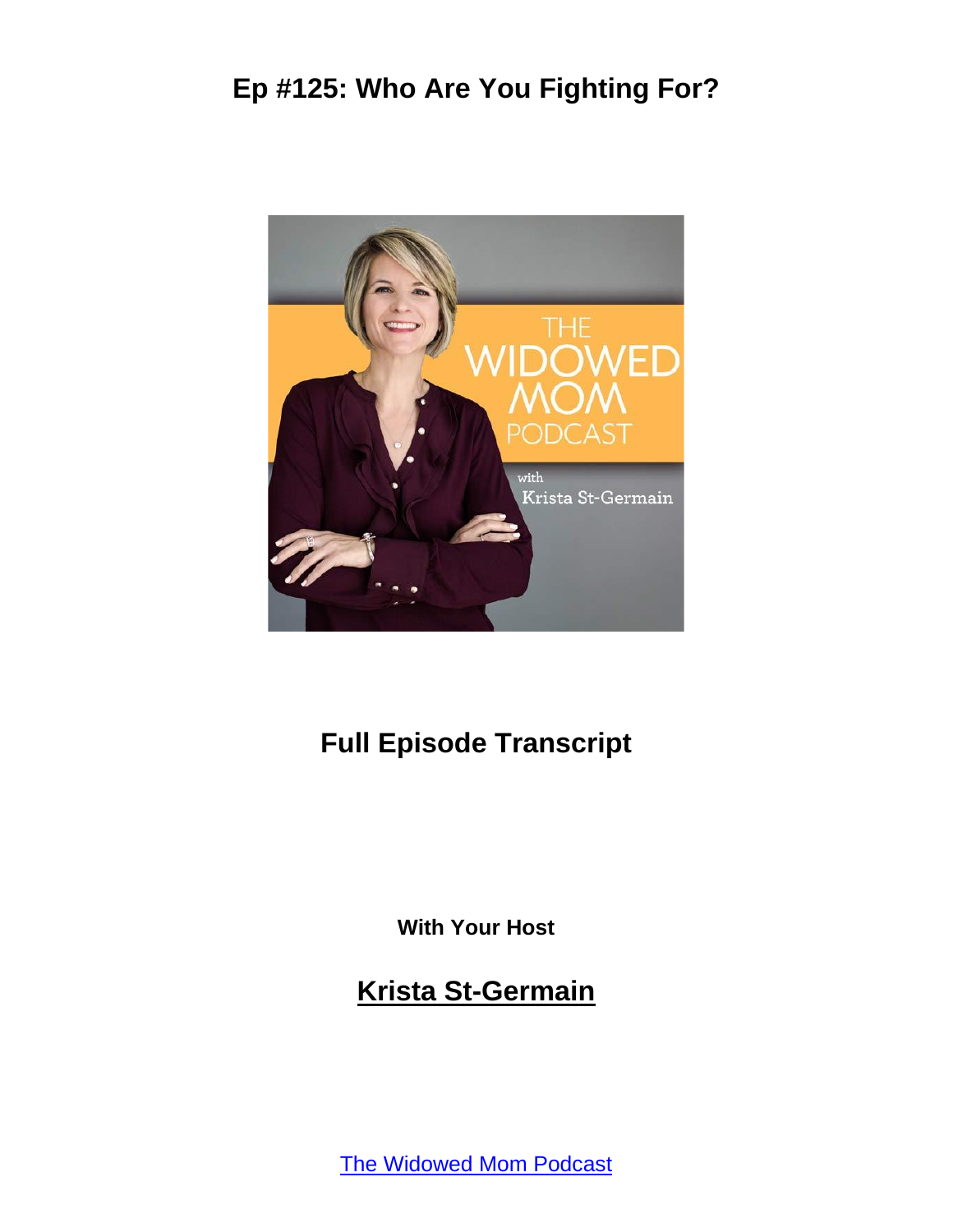# Ep #125: Who Are You Fighting For?

## Full Episode Transcript

**With Your Host**

## Krista St-Germain

The Widowed Mom Podcast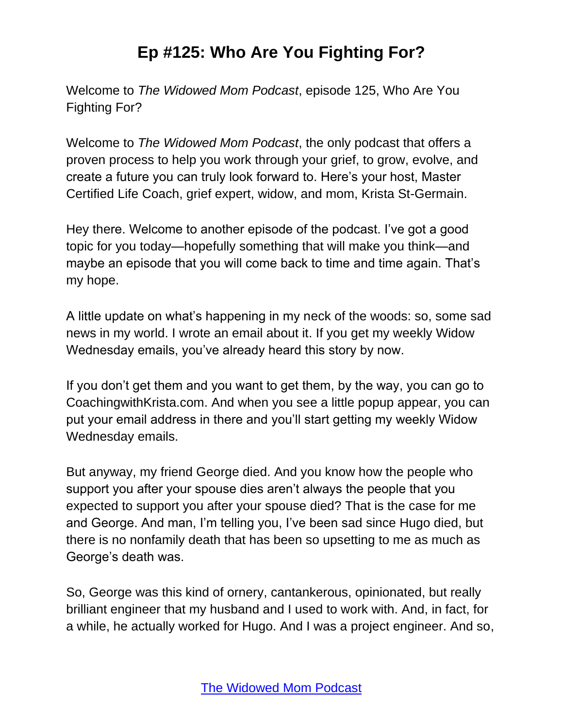# Ep #125: Who Are You Fighting For?

Welcome to *The Widowed Mom Podcast*, episode 125, Who Are You Fighting For?

Welcome to *The Widowed Mom Podcast*, the only podcast that offers a proven process to help you work through your grief, to grow, evolve, and create a future you can truly look forward to. Here's your host, Master Certified Life Coach, grief expert, widow, and mom, Krista St-Germain.

Hey there. Welcome to another episode of the podcast. I've got a good topic for you today—hopefully something that will make you think—and maybe an episode that you will come back to time and time again. That's my hope.

A little update on what's happening in my neck of the woods: so, some sad news in my world. I wrote an email about it. If you get my weekly Widow Wednesday emails, you've already heard this story by now.

If you don't get them and you want to get them, by the way, you can go to CoachingwithKrista.com. And when you see a little popup appear, you can put your email address in there and you'll start getting my weekly Widow Wednesday emails.

But anyway, my friend George died. And you know how the people who support you after your spouse dies aren't always the people that you expected to support you after your spouse died? That is the case for me and George. And man, I'm telling you, I've been sad since Hugo died, but there is no nonfamily death that has been so upsetting to me as much as George's death was.

So, George was this kind of ornery, cantankerous, opinionated, but really brilliant engineer that my husband and I used to work with. And, in fact, for a while, he actually worked for Hugo. And I was a project engineer. And so,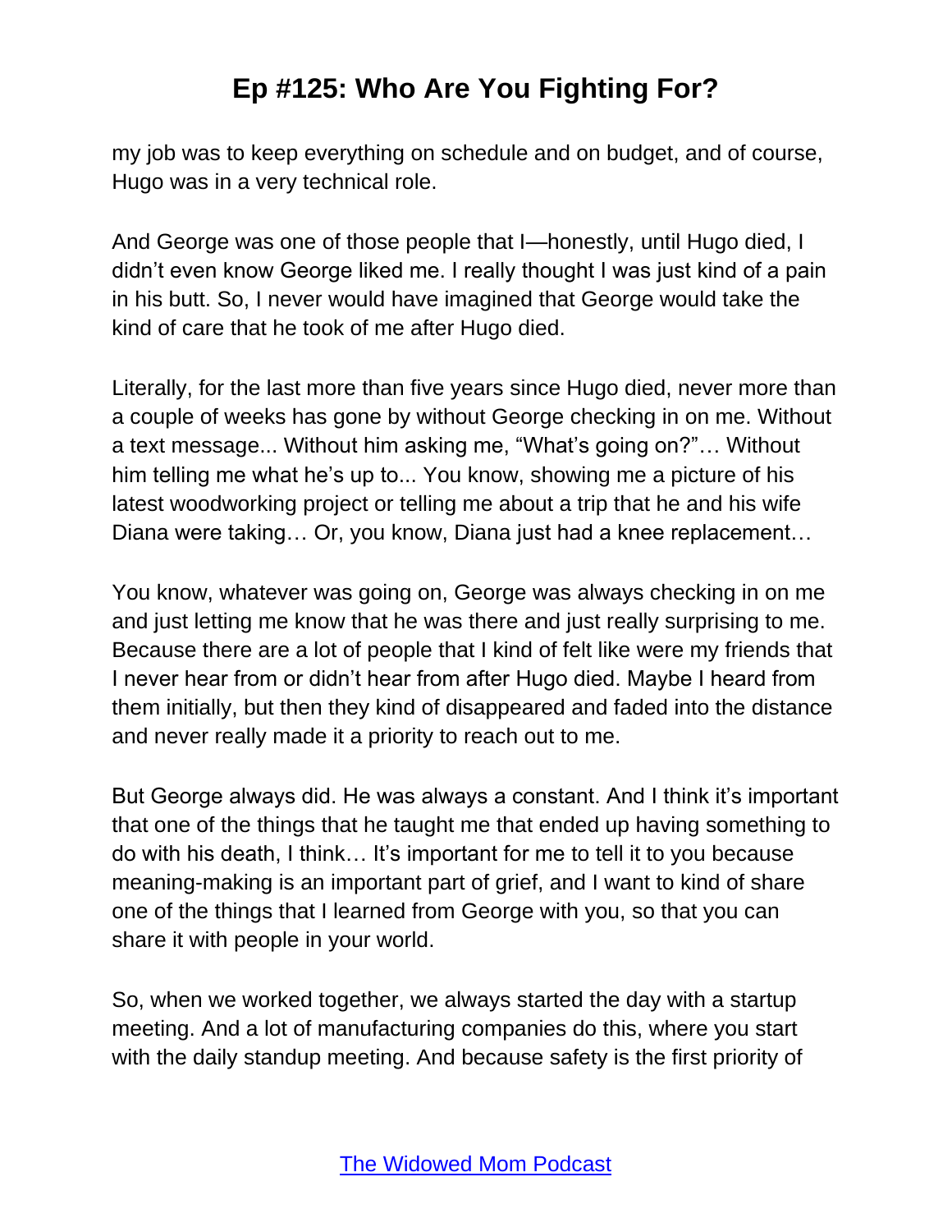my job was to keep everything on schedule and on budget, and of course, Hugo was in a very technical role.

And George was one of those people that I—honestly, until Hugo died, I didn't even know George liked me. I really thought I was just kind of a pain in his butt. So, I never would have imagined that George would take the kind of care that he took of me after Hugo died.

Literally, for the last more than five years since Hugo died, never more than a couple of weeks has gone by without George checking in on me. Without a text message... Without him asking me, "What's going on?"… Without him telling me what he's up to... You know, showing me a picture of his latest woodworking project or telling me about a trip that he and his wife Diana were taking… Or, you know, Diana just had a knee replacement…

You know, whatever was going on, George was always checking in on me and just letting me know that he was there and just really surprising to me. Because there are a lot of people that I kind of felt like were my friends that I never hear from or didn't hear from after Hugo died. Maybe I heard from them initially, but then they kind of disappeared and faded into the distance and never really made it a priority to reach out to me.

But George always did. He was always a constant. And I think it's important that one of the things that he taught me that ended up having something to do with his death, I think… It's important for me to tell it to you because meaning-making is an important part of grief, and I want to kind of share one of the things that I learned from George with you, so that you can share it with people in your world.

So, when we worked together, we always started the day with a startup meeting. And a lot of manufacturing companies do this, where you start with the daily standup meeting. And because safety is the first priority of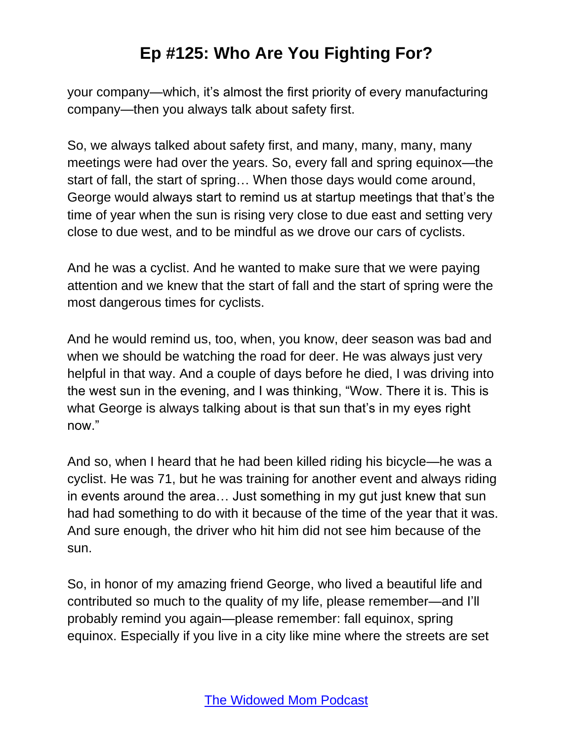your company—which, it's almost the first priority of every manufacturing company—then you always talk about safety first.

So, we always talked about safety first, and many, many, many, many meetings were had over the years. So, every fall and spring equinox—the start of fall, the start of spring… When those days would come around, George would always start to remind us at startup meetings that that's the time of year when the sun is rising very close to due east and setting very close to due west, and to be mindful as we drove our cars of cyclists.

And he was a cyclist. And he wanted to make sure that we were paying attention and we knew that the start of fall and the start of spring were the most dangerous times for cyclists.

And he would remind us, too, when, you know, deer season was bad and when we should be watching the road for deer. He was always just very helpful in that way. And a couple of days before he died, I was driving into the west sun in the evening, and I was thinking, "Wow. There it is. This is what George is always talking about is that sun that's in my eyes right now."

And so, when I heard that he had been killed riding his bicycle—he was a cyclist. He was 71, but he was training for another event and always riding in events around the area… Just something in my gut just knew that sun had had something to do with it because of the time of the year that it was. And sure enough, the driver who hit him did not see him because of the sun.

So, in honor of my amazing friend George, who lived a beautiful life and contributed so much to the quality of my life, please remember—and I'll probably remind you again—please remember: fall equinox, spring equinox. Especially if you live in a city like mine where the streets are set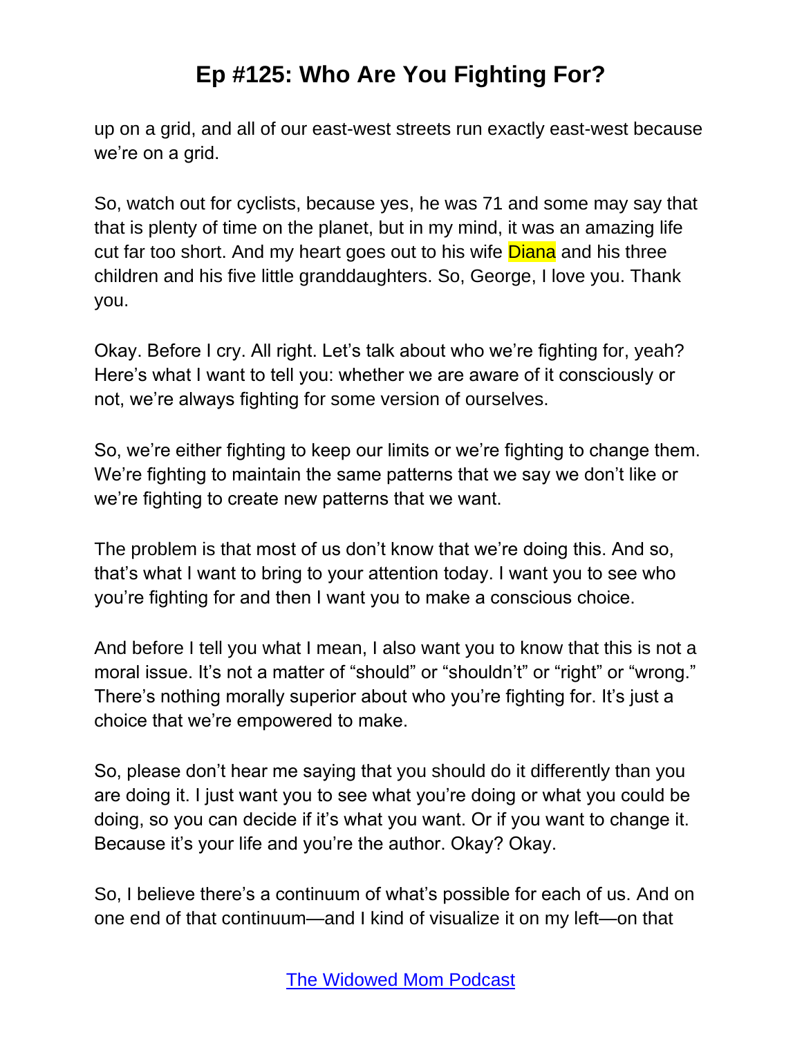up on a grid, and all of our east-west streets run exactly east-west because we're on a grid.

So, watch out for cyclists, because yes, he was 71 and some may say that that is plenty of time on the planet, but in my mind, it was an amazing life cut far too short. And my heart goes out to his wife Diana and his three children and his five little granddaughters. So, George, I love you. Thank you.

Okay. Before I cry. All right. Let's talk about who we're fighting for, yeah? Here's what I want to tell you: whether we are aware of it consciously or not, we're always fighting for some version of ourselves.

So, we're either fighting to keep our limits or we're fighting to change them. We're fighting to maintain the same patterns that we say we don't like or we're fighting to create new patterns that we want.

The problem is that most of us don't know that we're doing this. And so, that's what I want to bring to your attention today. I want you to see who you're fighting for and then I want you to make a conscious choice.

And before I tell you what I mean, I also want you to know that this is not a moral issue. It's not a matter of "should" or "shouldn't" or "right" or "wrong." There's nothing morally superior about who you're fighting for. It's just a choice that we're empowered to make.

So, please don't hear me saying that you should do it differently than you are doing it. I just want you to see what you're doing or what you could be doing, so you can decide if it's what you want. Or if you want to change it. Because it's your life and you're the author. Okay? Okay.

So, I believe there's a continuum of what's possible for each of us. And on one end of that continuum—and I kind of visualize it on my left—on that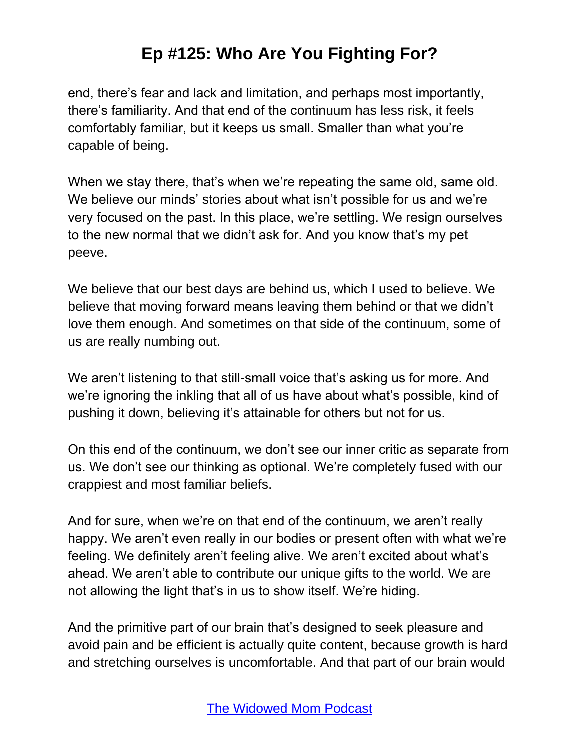end, there's fear and lack and limitation, and perhaps most importantly, there's familiarity. And that end of the continuum has less risk, it feels comfortably familiar, but it keeps us small. Smaller than what you're capable of being.

When we stay there, that's when we're repeating the same old, same old. We believe our minds' stories about what isn't possible for us and we're very focused on the past. In this place, we're settling. We resign ourselves to the new normal that we didn't ask for. And you know that's my pet peeve.

We believe that our best days are behind us, which I used to believe. We believe that moving forward means leaving them behind or that we didn't love them enough. And sometimes on that side of the continuum, some of us are really numbing out.

We aren't listening to that still-small voice that's asking us for more. And we're ignoring the inkling that all of us have about what's possible, kind of pushing it down, believing it's attainable for others but not for us.

On this end of the continuum, we don't see our inner critic as separate from us. We don't see our thinking as optional. We're completely fused with our crappiest and most familiar beliefs.

And for sure, when we're on that end of the continuum, we aren't really happy. We aren't even really in our bodies or present often with what we're feeling. We definitely aren't feeling alive. We aren't excited about what's ahead. We aren't able to contribute our unique gifts to the world. We are not allowing the light that's in us to show itself. We're hiding.

And the primitive part of our brain that's designed to seek pleasure and avoid pain and be efficient is actually quite content, because growth is hard and stretching ourselves is uncomfortable. And that part of our brain would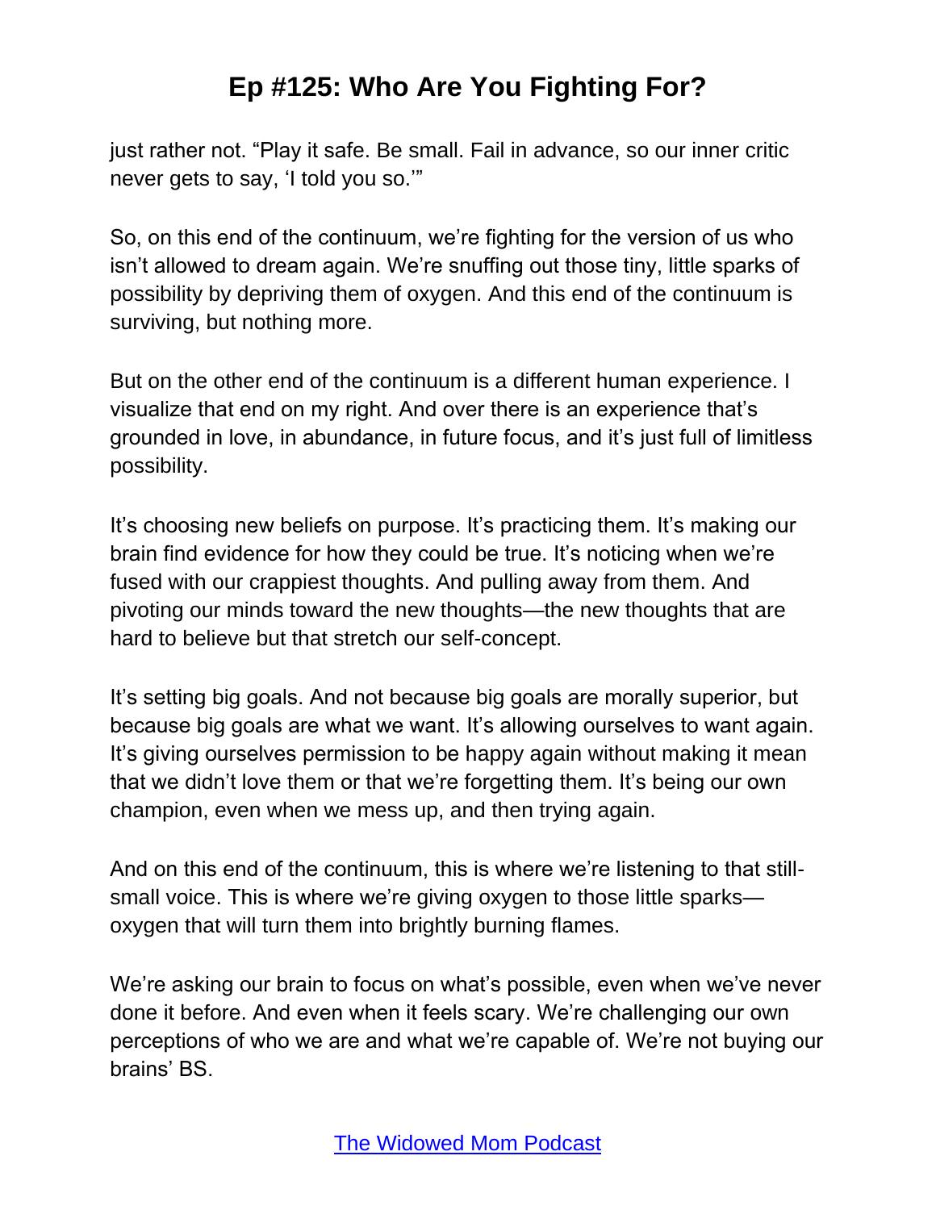just rather not. "Play it safe. Be small. Fail in advance, so our inner critic never gets to say, 'I told you so.'"

So, on this end of the continuum, we're fighting for the version of us who isn't allowed to dream again. We're snuffing out those tiny, little sparks of possibility by depriving them of oxygen. And this end of the continuum is surviving, but nothing more.

But on the other end of the continuum is a different human experience. I visualize that end on my right. And over there is an experience that's grounded in love, in abundance, in future focus, and it's just full of limitless possibility.

It's choosing new beliefs on purpose. It's practicing them. It's making our brain find evidence for how they could be true. It's noticing when we're fused with our crappiest thoughts. And pulling away from them. And pivoting our minds toward the new thoughts—the new thoughts that are hard to believe but that stretch our self-concept.

It's setting big goals. And not because big goals are morally superior, but because big goals are what we want. It's allowing ourselves to want again. It's giving ourselves permission to be happy again without making it mean that we didn't love them or that we're forgetting them. It's being our own champion, even when we mess up, and then trying again.

And on this end of the continuum, this is where we're listening to that still-small voice. This is where we're giving oxygen to those little sparks—oxygen that will turn them into brightly burning flames.

We're asking our brain to focus on what's possible, even when we've never done it before. And even when it feels scary. We're challenging our own perceptions of who we are and what we're capable of. We're not buying our brains' BS.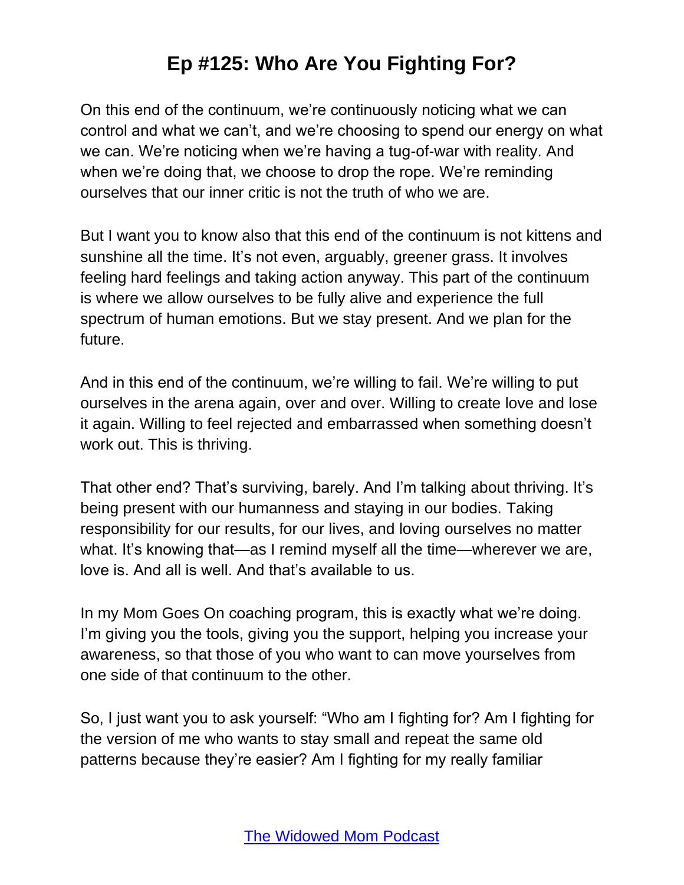On this end of the continuum, we're continuously noticing what we can control and what we can't, and we're choosing to spend our energy on what we can. We're noticing when we're having a tug-of-war with reality. And when we're doing that, we choose to drop the rope. We're reminding ourselves that our inner critic is not the truth of who we are.

But I want you to know also that this end of the continuum is not kittens and sunshine all the time. It's not even, arguably, greener grass. It involves feeling hard feelings and taking action anyway. This part of the continuum is where we allow ourselves to be fully alive and experience the full spectrum of human emotions. But we stay present. And we plan for the future.

And in this end of the continuum, we're willing to fail. We're willing to put ourselves in the arena again, over and over. Willing to create love and lose it again. Willing to feel rejected and embarrassed when something doesn't work out. This is thriving.

That other end? That's surviving, barely. And I'm talking about thriving. It's being present with our humanness and staying in our bodies. Taking responsibility for our results, for our lives, and loving ourselves no matter what. It's knowing that—as I remind myself all the time—wherever we are, love is. And all is well. And that's available to us.

In my Mom Goes On coaching program, this is exactly what we're doing. I'm giving you the tools, giving you the support, helping you increase your awareness, so that those of you who want to can move yourselves from one side of that continuum to the other.

So, I just want you to ask yourself: "Who am I fighting for? Am I fighting for the version of me who wants to stay small and repeat the same old patterns because they're easier? Am I fighting for my really familiar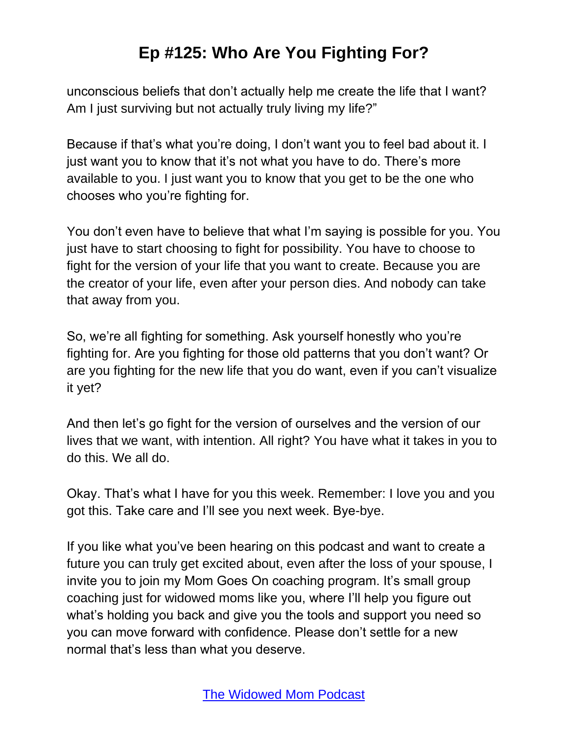unconscious beliefs that don't actually help me create the life that I want? Am I just surviving but not actually truly living my life?"

Because if that's what you're doing, I don't want you to feel bad about it. I just want you to know that it's not what you have to do. There's more available to you. I just want you to know that you get to be the one who chooses who you're fighting for.

You don't even have to believe that what I'm saying is possible for you. You just have to start choosing to fight for possibility. You have to choose to fight for the version of your life that you want to create. Because you are the creator of your life, even after your person dies. And nobody can take that away from you.

So, we're all fighting for something. Ask yourself honestly who you're fighting for. Are you fighting for those old patterns that you don't want? Or are you fighting for the new life that you do want, even if you can't visualize it yet?

And then let's go fight for the version of ourselves and the version of our lives that we want, with intention. All right? You have what it takes in you to do this. We all do.

Okay. That's what I have for you this week. Remember: I love you and you got this. Take care and I'll see you next week. Bye-bye.

If you like what you've been hearing on this podcast and want to create a future you can truly get excited about, even after the loss of your spouse, I invite you to join my Mom Goes On coaching program. It's small group coaching just for widowed moms like you, where I'll help you figure out what's holding you back and give you the tools and support you need so you can move forward with confidence. Please don't settle for a new normal that's less than what you deserve.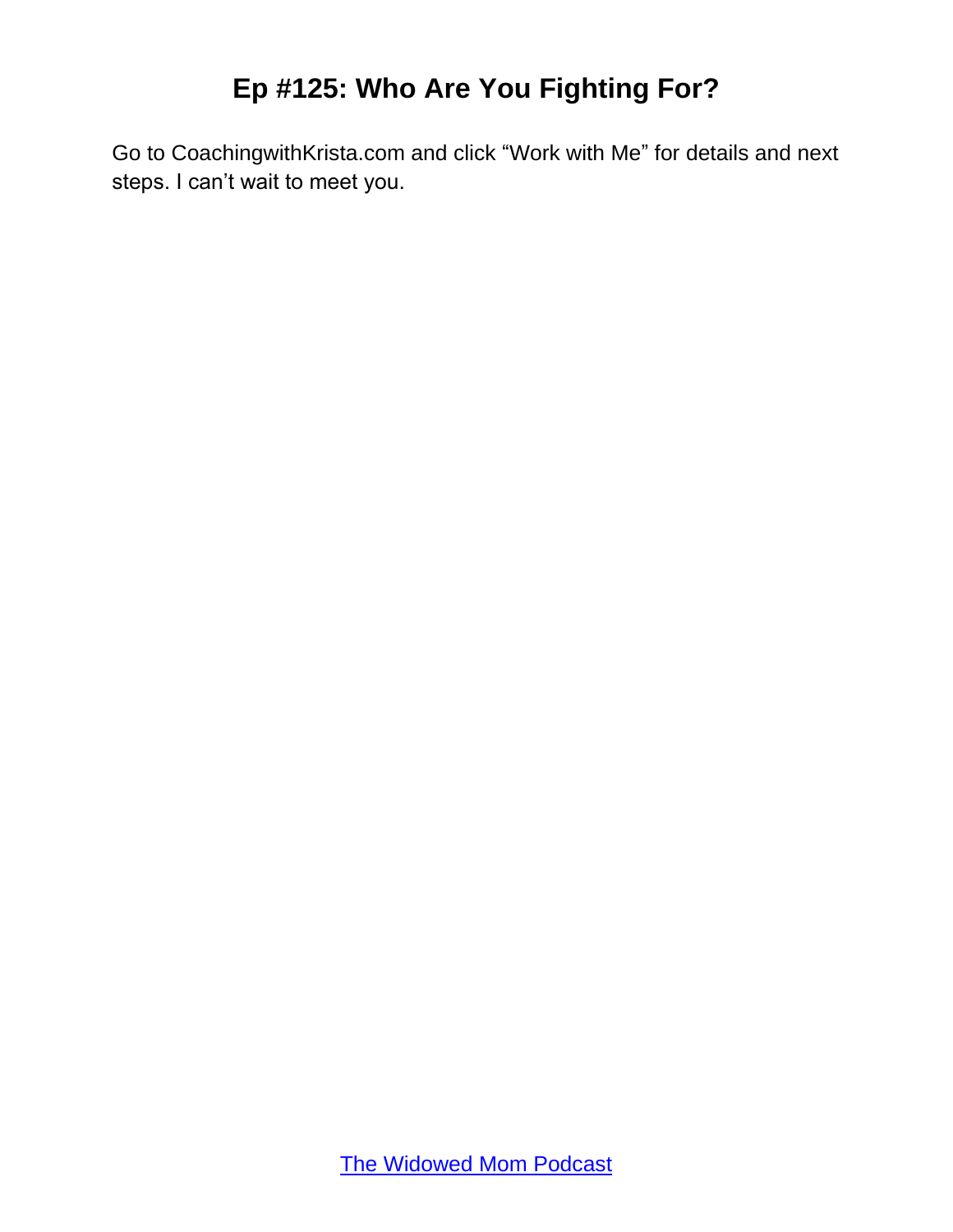Go to CoachingwithKrista.com and click “Work with Me” for details and next steps. I can’t wait to meet you.